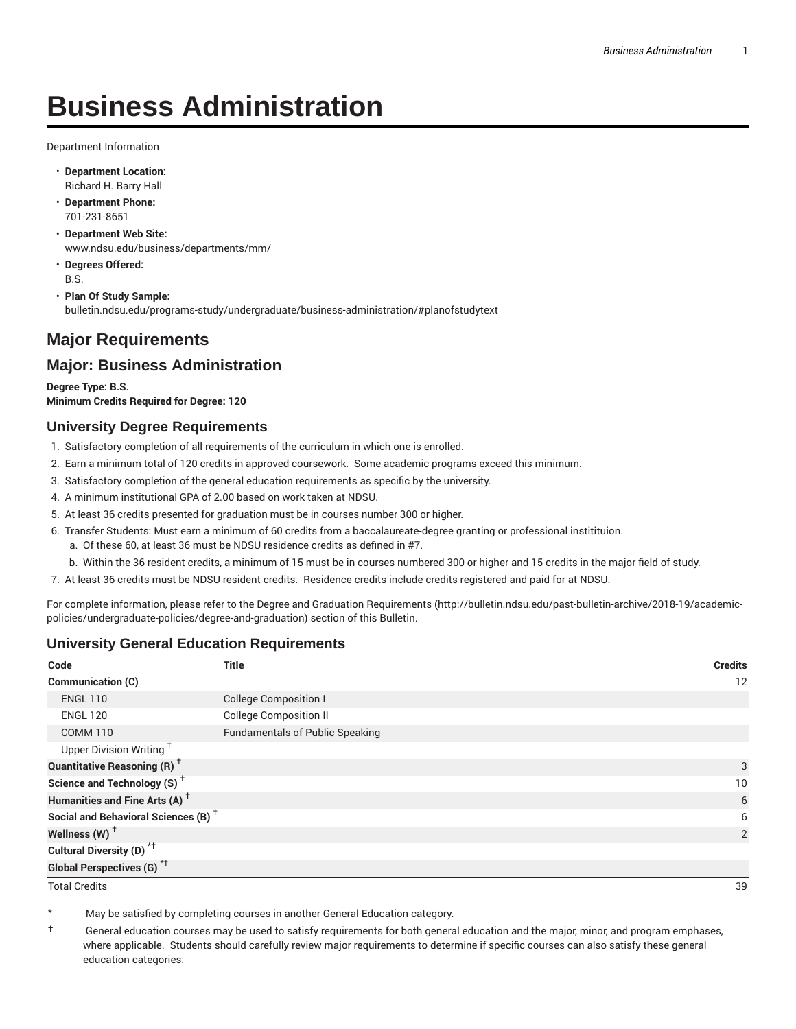# Business Administration

Department Information

- **Department Location:**
  Richard H. Barry Hall
- **Department Phone:**
  701-231-8651
- **Department Web Site:**
  www.ndsu.edu/business/departments/mm/
- **Degrees Offered:**
  B.S.
- **Plan Of Study Sample:**
  bulletin.ndsu.edu/programs-study/undergraduate/business-administration/#planofstudytext

## Major Requirements

## Major: Business Administration

**Degree Type: B.S.**
**Minimum Credits Required for Degree: 120**

### University Degree Requirements

1. Satisfactory completion of all requirements of the curriculum in which one is enrolled.
2. Earn a minimum total of 120 credits in approved coursework. Some academic programs exceed this minimum.
3. Satisfactory completion of the general education requirements as specific by the university.
4. A minimum institutional GPA of 2.00 based on work taken at NDSU.
5. At least 36 credits presented for graduation must be in courses number 300 or higher.
6. Transfer Students: Must earn a minimum of 60 credits from a baccalaureate-degree granting or professional instititution.
   a. Of these 60, at least 36 must be NDSU residence credits as defined in #7.
   b. Within the 36 resident credits, a minimum of 15 must be in courses numbered 300 or higher and 15 credits in the major field of study.
7. At least 36 credits must be NDSU resident credits. Residence credits include credits registered and paid for at NDSU.

For complete information, please refer to the Degree and Graduation Requirements (http://bulletin.ndsu.edu/past-bulletin-archive/2018-19/academic-policies/undergraduate-policies/degree-and-graduation) section of this Bulletin.

### University General Education Requirements

| Code | Title | Credits |
| --- | --- | --- |
| **Communication (C)** | | 12 |
| ENGL 110 | College Composition I | |
| ENGL 120 | College Composition II | |
| COMM 110 | Fundamentals of Public Speaking | |
| Upper Division Writing † | | |
| **Quantitative Reasoning (R) †** | | 3 |
| **Science and Technology (S) †** | | 10 |
| **Humanities and Fine Arts (A) †** | | 6 |
| **Social and Behavioral Sciences (B) †** | | 6 |
| **Wellness (W) †** | | 2 |
| **Cultural Diversity (D) *†** | | |
| **Global Perspectives (G) *†** | | |
| Total Credits | | 39 |

\* May be satisfied by completing courses in another General Education category.

† General education courses may be used to satisfy requirements for both general education and the major, minor, and program emphases, where applicable. Students should carefully review major requirements to determine if specific courses can also satisfy these general education categories.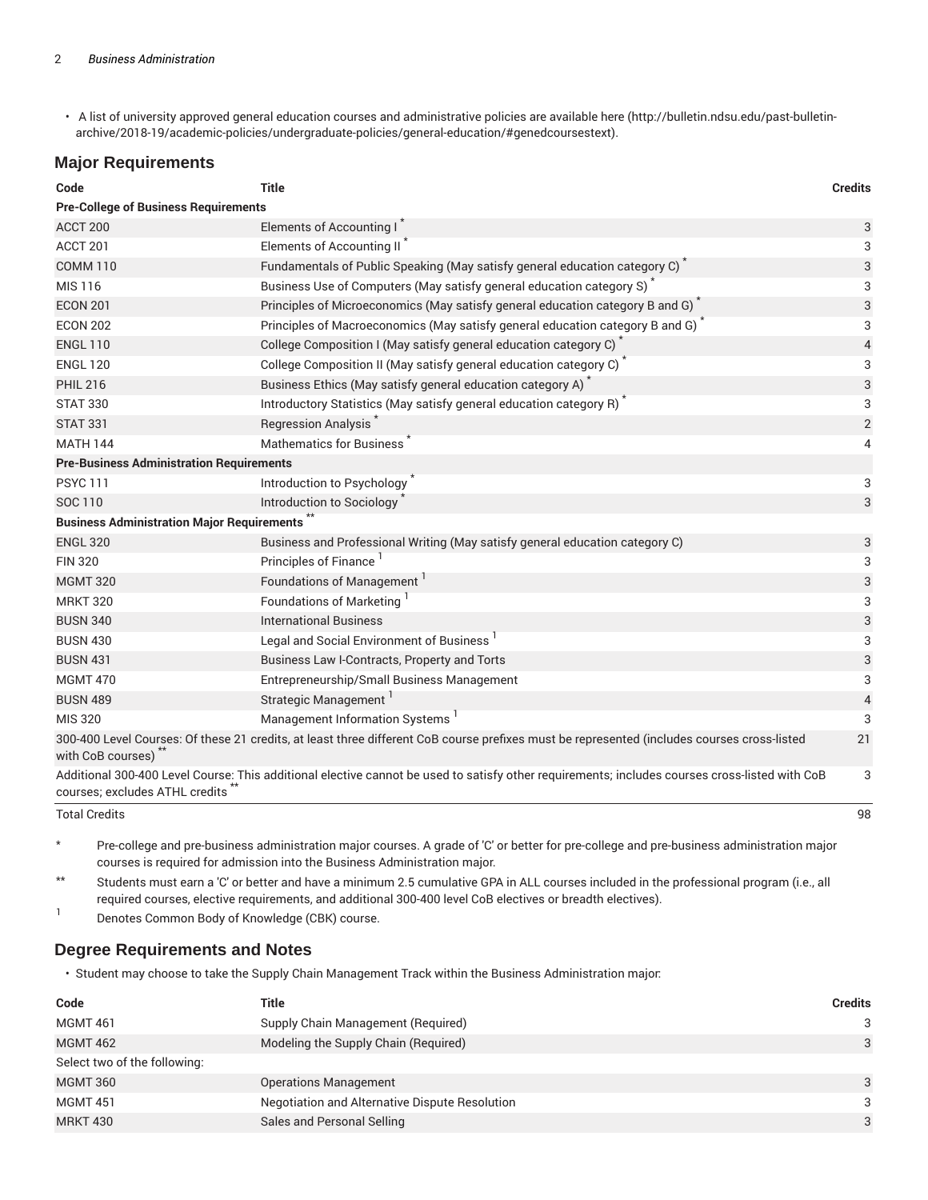- A list of university approved general education courses and administrative policies are available here (http://bulletin.ndsu.edu/past-bulletin-archive/2018-19/academic-policies/undergraduate-policies/general-education/#genedcoursestext).

## Major Requirements

| Code | Title | Credits |
|---|---|---|
| **Pre-College of Business Requirements** | | |
| ACCT 200 | Elements of Accounting I * | 3 |
| ACCT 201 | Elements of Accounting II * | 3 |
| COMM 110 | Fundamentals of Public Speaking (May satisfy general education category C) * | 3 |
| MIS 116 | Business Use of Computers (May satisfy general education category S) * | 3 |
| ECON 201 | Principles of Microeconomics (May satisfy general education category B and G) * | 3 |
| ECON 202 | Principles of Macroeconomics (May satisfy general education category B and G) * | 3 |
| ENGL 110 | College Composition I (May satisfy general education category C) * | 4 |
| ENGL 120 | College Composition II (May satisfy general education category C) * | 3 |
| PHIL 216 | Business Ethics (May satisfy general education category A) * | 3 |
| STAT 330 | Introductory Statistics (May satisfy general education category R) * | 3 |
| STAT 331 | Regression Analysis * | 2 |
| MATH 144 | Mathematics for Business * | 4 |
| **Pre-Business Administration Requirements** | | |
| PSYC 111 | Introduction to Psychology * | 3 |
| SOC 110 | Introduction to Sociology * | 3 |
| **Business Administration Major Requirements** ** | | |
| ENGL 320 | Business and Professional Writing (May satisfy general education category C) | 3 |
| FIN 320 | Principles of Finance [1] | 3 |
| MGMT 320 | Foundations of Management [1] | 3 |
| MRKT 320 | Foundations of Marketing [1] | 3 |
| BUSN 340 | International Business | 3 |
| BUSN 430 | Legal and Social Environment of Business [1] | 3 |
| BUSN 431 | Business Law I-Contracts, Property and Torts | 3 |
| MGMT 470 | Entrepreneurship/Small Business Management | 3 |
| BUSN 489 | Strategic Management [1] | 4 |
| MIS 320 | Management Information Systems [1] | 3 |
| 300-400 Level Courses: Of these 21 credits, at least three different CoB course prefixes must be represented (includes courses cross-listed with CoB courses) ** | | 21 |
| Additional 300-400 Level Course: This additional elective cannot be used to satisfy other requirements; includes courses cross-listed with CoB courses; excludes ATHL credits ** | | 3 |
| Total Credits | | 98 |

\* Pre-college and pre-business administration major courses. A grade of 'C' or better for pre-college and pre-business administration major courses is required for admission into the Business Administration major.

\*\* Students must earn a 'C' or better and have a minimum 2.5 cumulative GPA in ALL courses included in the professional program (i.e., all required courses, elective requirements, and additional 300-400 level CoB electives or breadth electives).

1 Denotes Common Body of Knowledge (CBK) course.

## Degree Requirements and Notes

- Student may choose to take the Supply Chain Management Track within the Business Administration major:

| Code | Title | Credits |
|---|---|---|
| MGMT 461 | Supply Chain Management (Required) | 3 |
| MGMT 462 | Modeling the Supply Chain (Required) | 3 |
| Select two of the following: | | |
| MGMT 360 | Operations Management | 3 |
| MGMT 451 | Negotiation and Alternative Dispute Resolution | 3 |
| MRKT 430 | Sales and Personal Selling | 3 |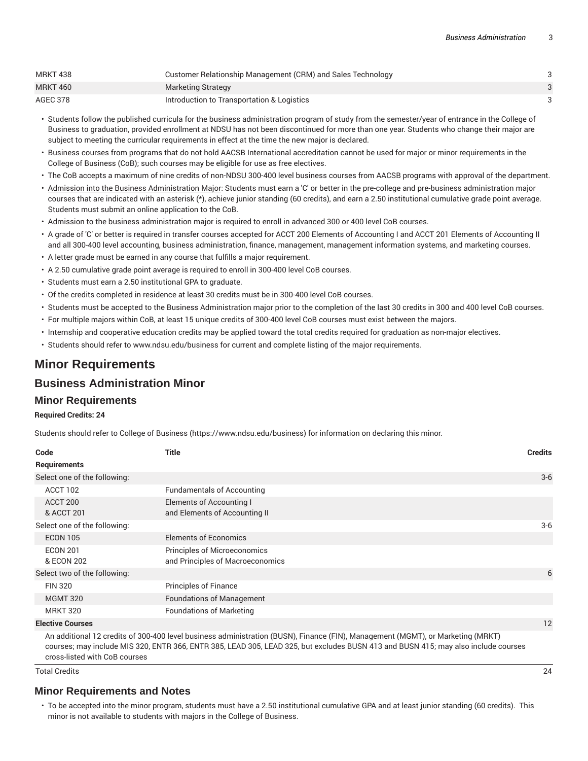| | | |
|---|---|---|
| MRKT 438 | Customer Relationship Management (CRM) and Sales Technology | 3 |
| MRKT 460 | Marketing Strategy | 3 |
| AGEC 378 | Introduction to Transportation & Logistics | 3 |

- Students follow the published curricula for the business administration program of study from the semester/year of entrance in the College of Business to graduation, provided enrollment at NDSU has not been discontinued for more than one year. Students who change their major are subject to meeting the curricular requirements in effect at the time the new major is declared.
- Business courses from programs that do not hold AACSB International accreditation cannot be used for major or minor requirements in the College of Business (CoB); such courses may be eligible for use as free electives.
- The CoB accepts a maximum of nine credits of non-NDSU 300-400 level business courses from AACSB programs with approval of the department.
- Admission into the Business Administration Major: Students must earn a 'C' or better in the pre-college and pre-business administration major courses that are indicated with an asterisk (*), achieve junior standing (60 credits), and earn a 2.50 institutional cumulative grade point average. Students must submit an online application to the CoB.
- Admission to the business administration major is required to enroll in advanced 300 or 400 level CoB courses.
- A grade of 'C' or better is required in transfer courses accepted for ACCT 200 Elements of Accounting I and ACCT 201 Elements of Accounting II and all 300-400 level accounting, business administration, finance, management, management information systems, and marketing courses.
- A letter grade must be earned in any course that fulfills a major requirement.
- A 2.50 cumulative grade point average is required to enroll in 300-400 level CoB courses.
- Students must earn a 2.50 institutional GPA to graduate.
- Of the credits completed in residence at least 30 credits must be in 300-400 level CoB courses.
- Students must be accepted to the Business Administration major prior to the completion of the last 30 credits in 300 and 400 level CoB courses.
- For multiple majors within CoB, at least 15 unique credits of 300-400 level CoB courses must exist between the majors.
- Internship and cooperative education credits may be applied toward the total credits required for graduation as non-major electives.
- Students should refer to www.ndsu.edu/business for current and complete listing of the major requirements.

# Minor Requirements

## Business Administration Minor

### Minor Requirements

**Required Credits: 24**

Students should refer to College of Business (https://www.ndsu.edu/business) for information on declaring this minor.

| Code | Title | Credits |
|---|---|---|
| **Requirements** | | |
| Select one of the following: | | 3-6 |
| ACCT 102 | Fundamentals of Accounting | |
| ACCT 200<br>& ACCT 201 | Elements of Accounting I<br>and Elements of Accounting II | |
| Select one of the following: | | 3-6 |
| ECON 105 | Elements of Economics | |
| ECON 201<br>& ECON 202 | Principles of Microeconomics<br>and Principles of Macroeconomics | |
| Select two of the following: | | 6 |
| FIN 320 | Principles of Finance | |
| MGMT 320 | Foundations of Management | |
| MRKT 320 | Foundations of Marketing | |
| **Elective Courses** | | 12 |
| An additional 12 credits of 300-400 level business administration (BUSN), Finance (FIN), Management (MGMT), or Marketing (MRKT) courses; may include MIS 320, ENTR 366, ENTR 385, LEAD 305, LEAD 325, but excludes BUSN 413 and BUSN 415; may also include courses cross-listed with CoB courses | | |
| Total Credits | | 24 |

### Minor Requirements and Notes

- To be accepted into the minor program, students must have a 2.50 institutional cumulative GPA and at least junior standing (60 credits). This minor is not available to students with majors in the College of Business.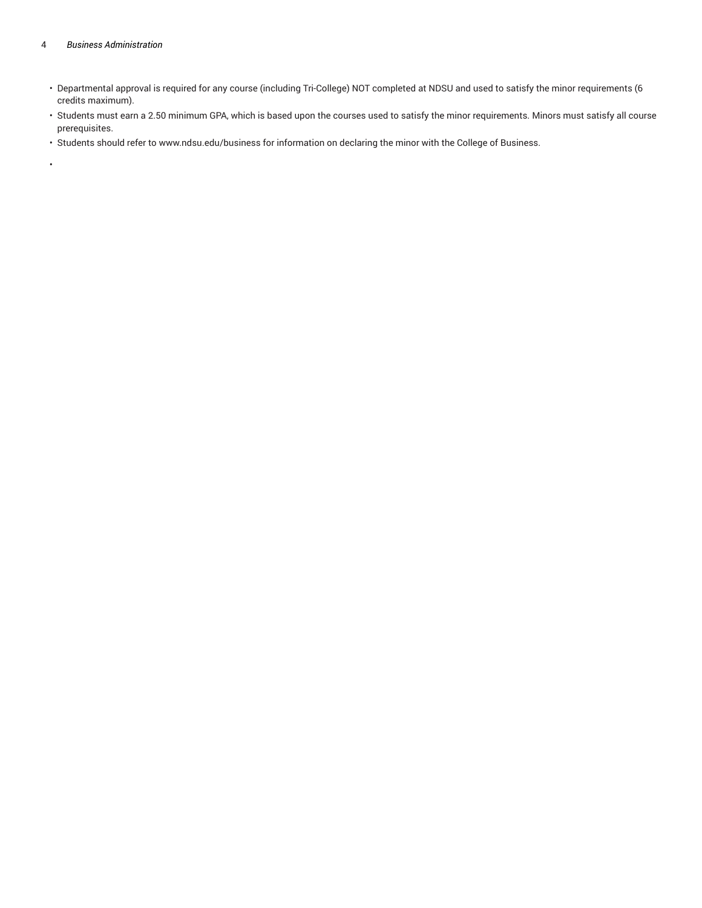- Departmental approval is required for any course (including Tri-College) NOT completed at NDSU and used to satisfy the minor requirements (6 credits maximum).
- Students must earn a 2.50 minimum GPA, which is based upon the courses used to satisfy the minor requirements. Minors must satisfy all course prerequisites.
- Students should refer to www.ndsu.edu/business for information on declaring the minor with the College of Business.